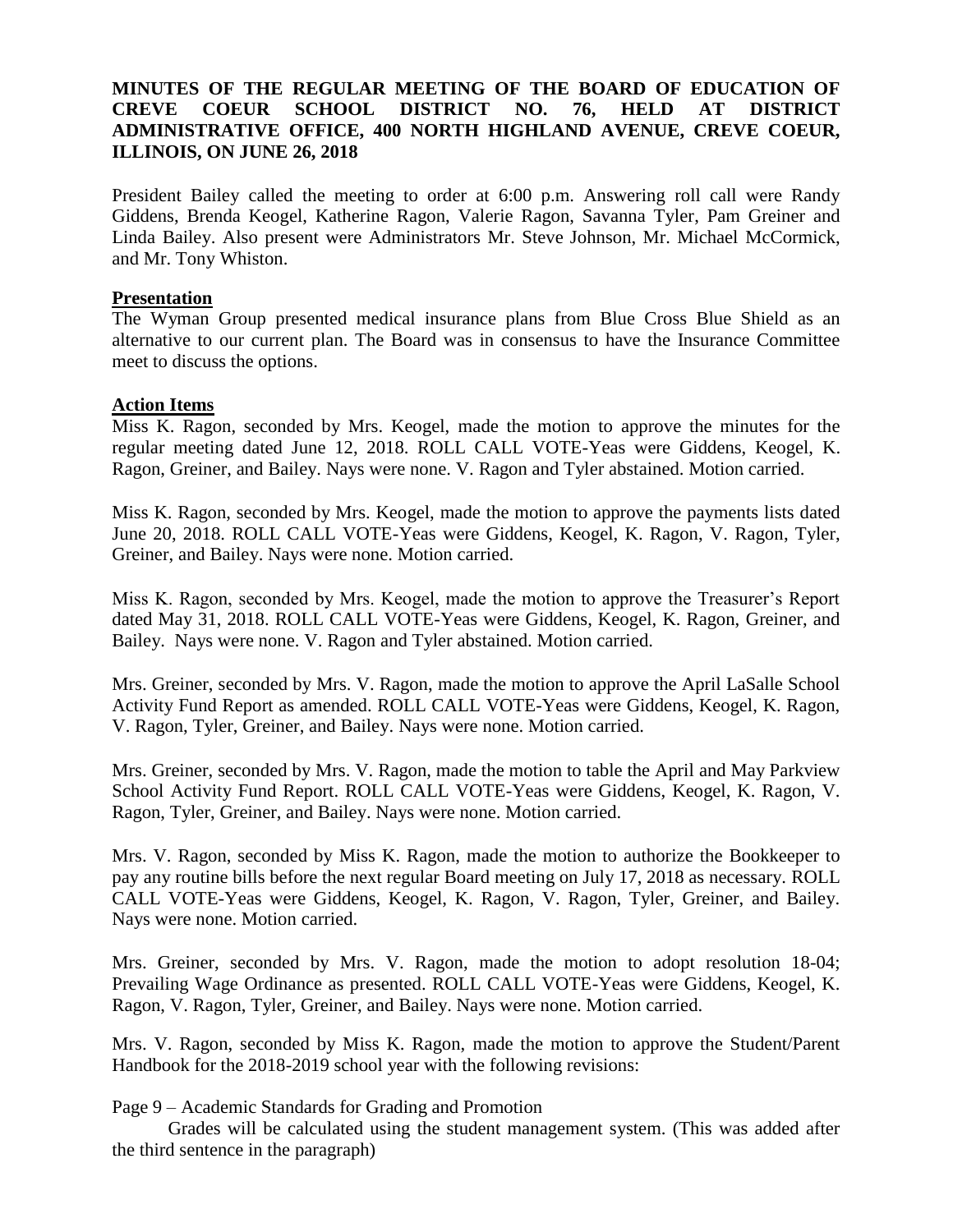**MINUTES OF THE REGULAR MEETING OF THE BOARD OF EDUCATION OF CREVE COEUR SCHOOL DISTRICT NO. 76, HELD AT DISTRICT ADMINISTRATIVE OFFICE, 400 NORTH HIGHLAND AVENUE, CREVE COEUR, ILLINOIS, ON JUNE 26, 2018**

President Bailey called the meeting to order at 6:00 p.m. Answering roll call were Randy Giddens, Brenda Keogel, Katherine Ragon, Valerie Ragon, Savanna Tyler, Pam Greiner and Linda Bailey. Also present were Administrators Mr. Steve Johnson, Mr. Michael McCormick, and Mr. Tony Whiston.

**Presentation**

The Wyman Group presented medical insurance plans from Blue Cross Blue Shield as an alternative to our current plan. The Board was in consensus to have the Insurance Committee meet to discuss the options.

**Action Items**

Miss K. Ragon, seconded by Mrs. Keogel, made the motion to approve the minutes for the regular meeting dated June 12, 2018. ROLL CALL VOTE-Yeas were Giddens, Keogel, K. Ragon, Greiner, and Bailey. Nays were none. V. Ragon and Tyler abstained. Motion carried.

Miss K. Ragon, seconded by Mrs. Keogel, made the motion to approve the payments lists dated June 20, 2018. ROLL CALL VOTE-Yeas were Giddens, Keogel, K. Ragon, V. Ragon, Tyler, Greiner, and Bailey. Nays were none. Motion carried.

Miss K. Ragon, seconded by Mrs. Keogel, made the motion to approve the Treasurer's Report dated May 31, 2018. ROLL CALL VOTE-Yeas were Giddens, Keogel, K. Ragon, Greiner, and Bailey. Nays were none. V. Ragon and Tyler abstained. Motion carried.

Mrs. Greiner, seconded by Mrs. V. Ragon, made the motion to approve the April LaSalle School Activity Fund Report as amended. ROLL CALL VOTE-Yeas were Giddens, Keogel, K. Ragon, V. Ragon, Tyler, Greiner, and Bailey. Nays were none. Motion carried.

Mrs. Greiner, seconded by Mrs. V. Ragon, made the motion to table the April and May Parkview School Activity Fund Report. ROLL CALL VOTE-Yeas were Giddens, Keogel, K. Ragon, V. Ragon, Tyler, Greiner, and Bailey. Nays were none. Motion carried.

Mrs. V. Ragon, seconded by Miss K. Ragon, made the motion to authorize the Bookkeeper to pay any routine bills before the next regular Board meeting on July 17, 2018 as necessary. ROLL CALL VOTE-Yeas were Giddens, Keogel, K. Ragon, V. Ragon, Tyler, Greiner, and Bailey. Nays were none. Motion carried.

Mrs. Greiner, seconded by Mrs. V. Ragon, made the motion to adopt resolution 18-04; Prevailing Wage Ordinance as presented. ROLL CALL VOTE-Yeas were Giddens, Keogel, K. Ragon, V. Ragon, Tyler, Greiner, and Bailey. Nays were none. Motion carried.

Mrs. V. Ragon, seconded by Miss K. Ragon, made the motion to approve the Student/Parent Handbook for the 2018-2019 school year with the following revisions:

Page 9 – Academic Standards for Grading and Promotion

Grades will be calculated using the student management system. (This was added after the third sentence in the paragraph)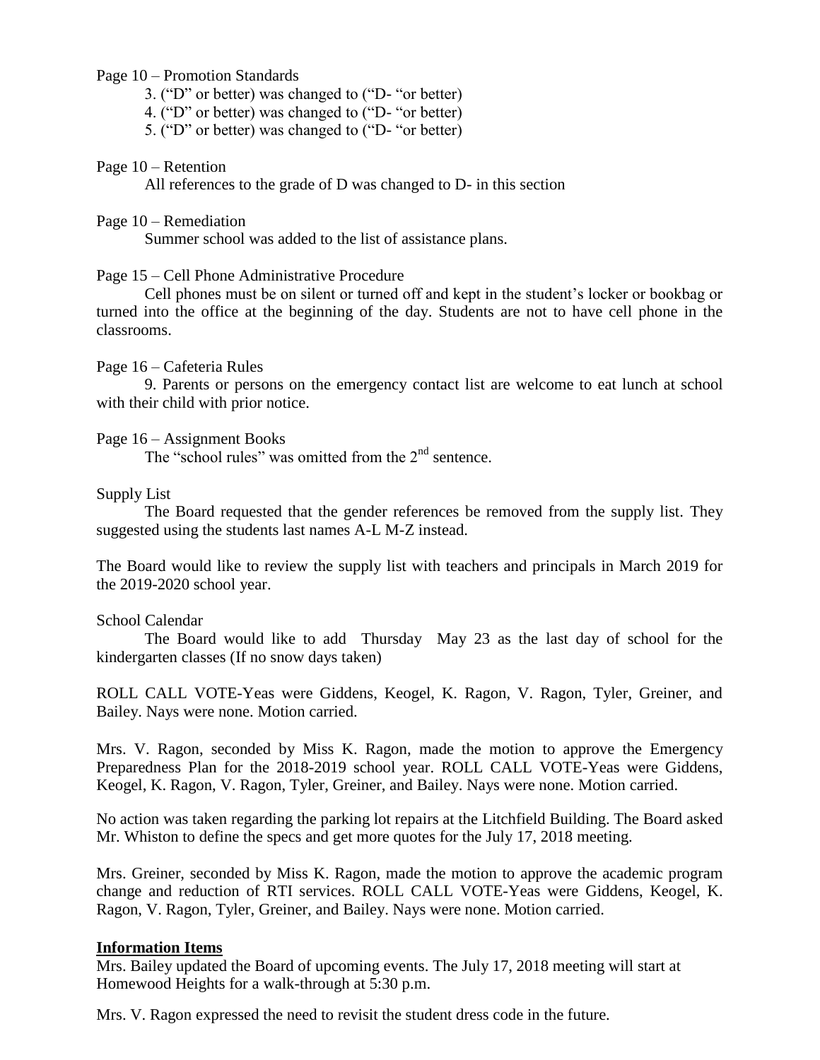Page 10 – Promotion Standards

3. ("D" or better) was changed to ("D- "or better)
4. ("D" or better) was changed to ("D- "or better)
5. ("D" or better) was changed to ("D- "or better)

Page 10 – Retention

All references to the grade of D was changed to D- in this section

Page 10 – Remediation

Summer school was added to the list of assistance plans.

Page 15 – Cell Phone Administrative Procedure

Cell phones must be on silent or turned off and kept in the student's locker or bookbag or turned into the office at the beginning of the day. Students are not to have cell phone in the classrooms.

Page 16 – Cafeteria Rules

9. Parents or persons on the emergency contact list are welcome to eat lunch at school with their child with prior notice.

Page 16 – Assignment Books

The "school rules" was omitted from the 2nd sentence.

Supply List

The Board requested that the gender references be removed from the supply list. They suggested using the students last names A-L M-Z instead.

The Board would like to review the supply list with teachers and principals in March 2019 for the 2019-2020 school year.

School Calendar

The Board would like to add Thursday May 23 as the last day of school for the kindergarten classes (If no snow days taken)

ROLL CALL VOTE-Yeas were Giddens, Keogel, K. Ragon, V. Ragon, Tyler, Greiner, and Bailey. Nays were none. Motion carried.

Mrs. V. Ragon, seconded by Miss K. Ragon, made the motion to approve the Emergency Preparedness Plan for the 2018-2019 school year. ROLL CALL VOTE-Yeas were Giddens, Keogel, K. Ragon, V. Ragon, Tyler, Greiner, and Bailey. Nays were none. Motion carried.

No action was taken regarding the parking lot repairs at the Litchfield Building. The Board asked Mr. Whiston to define the specs and get more quotes for the July 17, 2018 meeting.

Mrs. Greiner, seconded by Miss K. Ragon, made the motion to approve the academic program change and reduction of RTI services. ROLL CALL VOTE-Yeas were Giddens, Keogel, K. Ragon, V. Ragon, Tyler, Greiner, and Bailey. Nays were none. Motion carried.

**Information Items**

Mrs. Bailey updated the Board of upcoming events. The July 17, 2018 meeting will start at Homewood Heights for a walk-through at 5:30 p.m.

Mrs. V. Ragon expressed the need to revisit the student dress code in the future.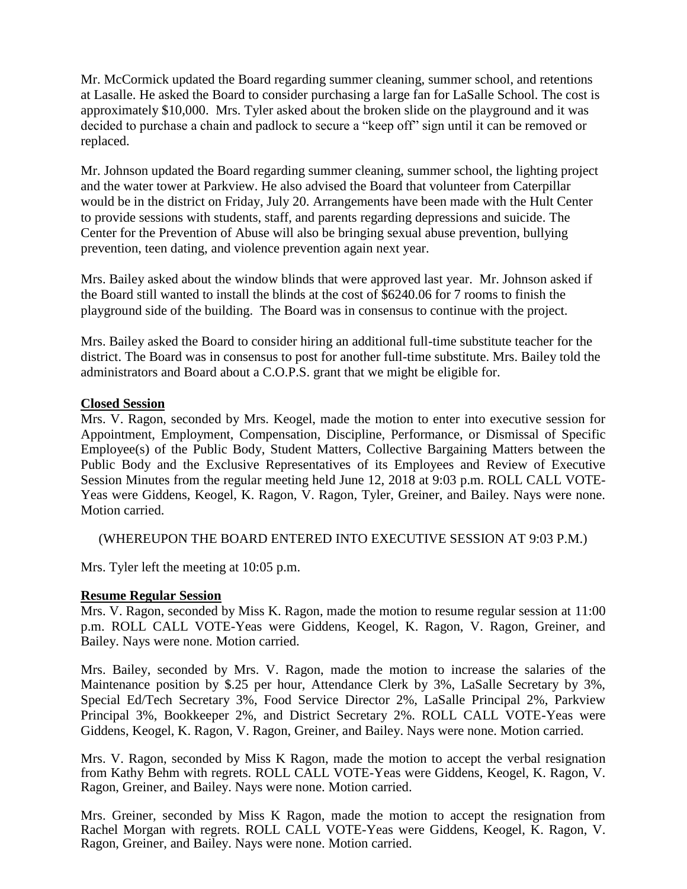Mr. McCormick updated the Board regarding summer cleaning, summer school, and retentions at Lasalle. He asked the Board to consider purchasing a large fan for LaSalle School. The cost is approximately $10,000. Mrs. Tyler asked about the broken slide on the playground and it was decided to purchase a chain and padlock to secure a "keep off" sign until it can be removed or replaced.

Mr. Johnson updated the Board regarding summer cleaning, summer school, the lighting project and the water tower at Parkview. He also advised the Board that volunteer from Caterpillar would be in the district on Friday, July 20. Arrangements have been made with the Hult Center to provide sessions with students, staff, and parents regarding depressions and suicide. The Center for the Prevention of Abuse will also be bringing sexual abuse prevention, bullying prevention, teen dating, and violence prevention again next year.

Mrs. Bailey asked about the window blinds that were approved last year. Mr. Johnson asked if the Board still wanted to install the blinds at the cost of $6240.06 for 7 rooms to finish the playground side of the building. The Board was in consensus to continue with the project.

Mrs. Bailey asked the Board to consider hiring an additional full-time substitute teacher for the district. The Board was in consensus to post for another full-time substitute. Mrs. Bailey told the administrators and Board about a C.O.P.S. grant that we might be eligible for.

**Closed Session**

Mrs. V. Ragon, seconded by Mrs. Keogel, made the motion to enter into executive session for Appointment, Employment, Compensation, Discipline, Performance, or Dismissal of Specific Employee(s) of the Public Body, Student Matters, Collective Bargaining Matters between the Public Body and the Exclusive Representatives of its Employees and Review of Executive Session Minutes from the regular meeting held June 12, 2018 at 9:03 p.m. ROLL CALL VOTE-Yeas were Giddens, Keogel, K. Ragon, V. Ragon, Tyler, Greiner, and Bailey. Nays were none. Motion carried.

(WHEREUPON THE BOARD ENTERED INTO EXECUTIVE SESSION AT 9:03 P.M.)

Mrs. Tyler left the meeting at 10:05 p.m.

**Resume Regular Session**

Mrs. V. Ragon, seconded by Miss K. Ragon, made the motion to resume regular session at 11:00 p.m. ROLL CALL VOTE-Yeas were Giddens, Keogel, K. Ragon, V. Ragon, Greiner, and Bailey. Nays were none. Motion carried.

Mrs. Bailey, seconded by Mrs. V. Ragon, made the motion to increase the salaries of the Maintenance position by $.25 per hour, Attendance Clerk by 3%, LaSalle Secretary by 3%, Special Ed/Tech Secretary 3%, Food Service Director 2%, LaSalle Principal 2%, Parkview Principal 3%, Bookkeeper 2%, and District Secretary 2%. ROLL CALL VOTE-Yeas were Giddens, Keogel, K. Ragon, V. Ragon, Greiner, and Bailey. Nays were none. Motion carried.

Mrs. V. Ragon, seconded by Miss K Ragon, made the motion to accept the verbal resignation from Kathy Behm with regrets. ROLL CALL VOTE-Yeas were Giddens, Keogel, K. Ragon, V. Ragon, Greiner, and Bailey. Nays were none. Motion carried.

Mrs. Greiner, seconded by Miss K Ragon, made the motion to accept the resignation from Rachel Morgan with regrets. ROLL CALL VOTE-Yeas were Giddens, Keogel, K. Ragon, V. Ragon, Greiner, and Bailey. Nays were none. Motion carried.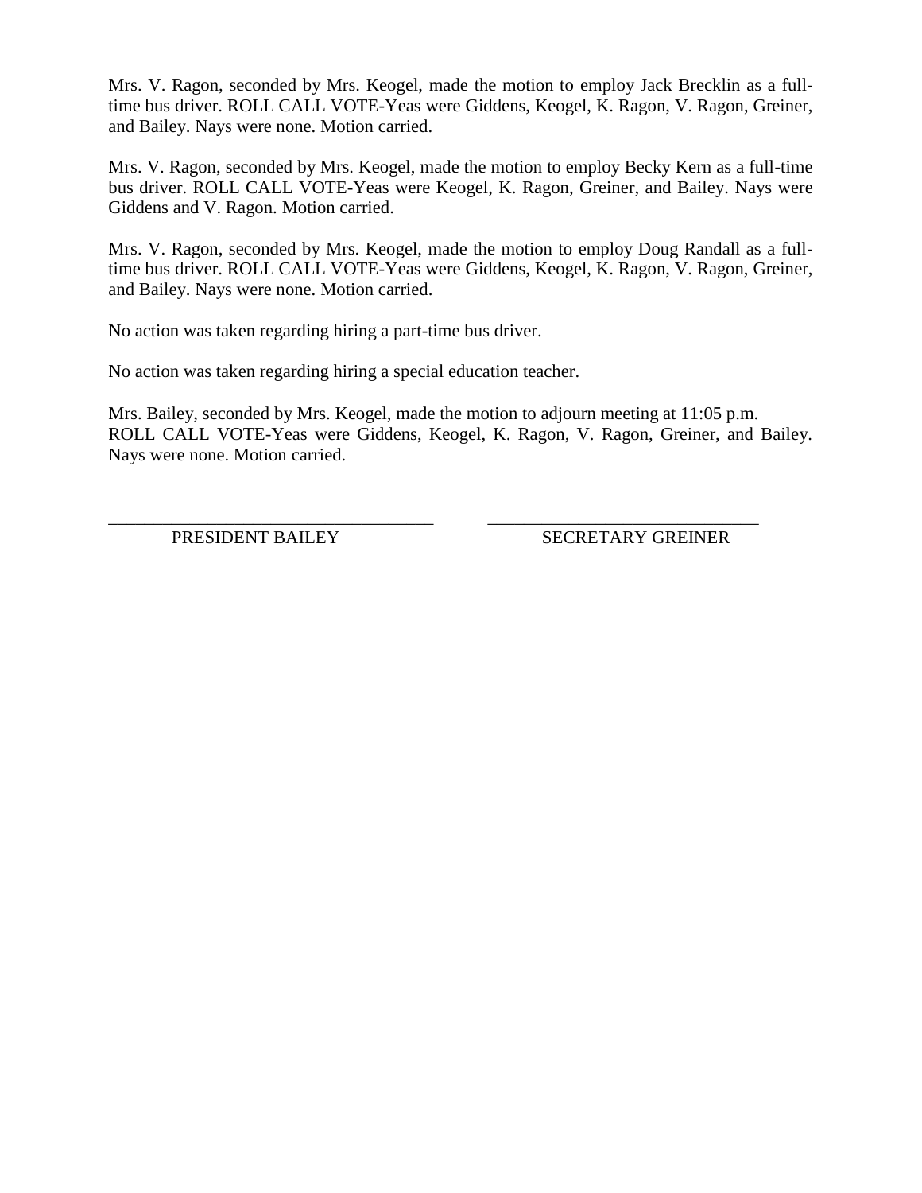Mrs. V. Ragon, seconded by Mrs. Keogel, made the motion to employ Jack Brecklin as a full-time bus driver. ROLL CALL VOTE-Yeas were Giddens, Keogel, K. Ragon, V. Ragon, Greiner, and Bailey. Nays were none. Motion carried.

Mrs. V. Ragon, seconded by Mrs. Keogel, made the motion to employ Becky Kern as a full-time bus driver. ROLL CALL VOTE-Yeas were Keogel, K. Ragon, Greiner, and Bailey. Nays were Giddens and V. Ragon. Motion carried.

Mrs. V. Ragon, seconded by Mrs. Keogel, made the motion to employ Doug Randall as a full-time bus driver. ROLL CALL VOTE-Yeas were Giddens, Keogel, K. Ragon, V. Ragon, Greiner, and Bailey. Nays were none. Motion carried.

No action was taken regarding hiring a part-time bus driver.

No action was taken regarding hiring a special education teacher.

Mrs. Bailey, seconded by Mrs. Keogel, made the motion to adjourn meeting at 11:05 p.m.
ROLL CALL VOTE-Yeas were Giddens, Keogel, K. Ragon, V. Ragon, Greiner, and Bailey. Nays were none. Motion carried.

\_\_\_\_\_\_\_\_\_\_\_\_\_\_\_\_\_\_\_\_\_\_\_\_\_\_\_\_\_\_\_\_\_\_\_\_ \_\_\_\_\_\_\_\_\_\_\_\_\_\_\_\_\_\_\_\_\_\_\_\_\_\_\_\_\_\_

PRESIDENT BAILEY SECRETARY GREINER